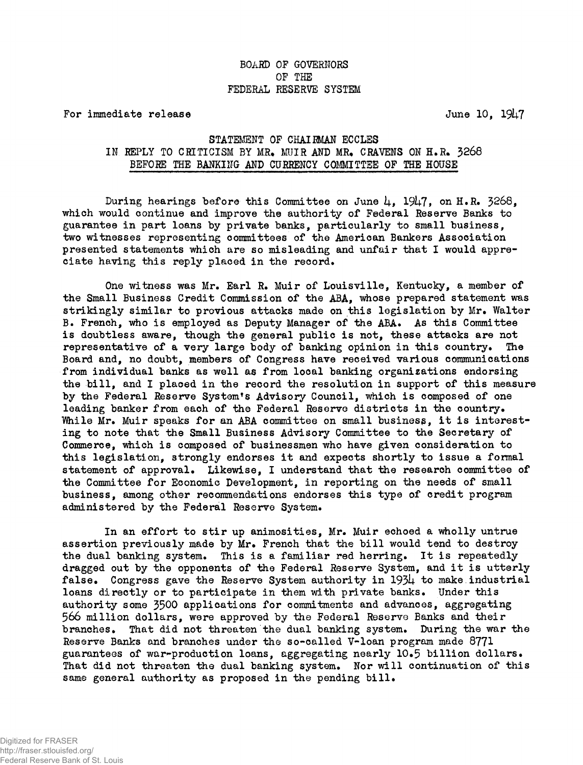BOARD OF GOVERNORS
OF THE
FEDERAL RESERVE SYSTEM

For immediate release June 10, 1947

## STATEMENT OF CHAIRMAN ECCLES IN REPLY TO CRITICISM BY MR. MUIR AND MR. CRAVENS ON H.R. 3268 BEFORE THE BANKING AND CURRENCY COMMITTEE OF THE HOUSE

During hearings before this Committee on June 4, 1947, on H.R. 3268, which would continue and improve the authority of Federal Reserve Banks to guarantee in part loans by private banks, particularly to small business, two witnesses representing committees of the American Bankers Association presented statements which are so misleading and unfair that I would appreciate having this reply placed in the record.

One witness was Mr. Earl R. Muir of Louisville, Kentucky, a member of the Small Business Credit Commission of the ABA, whose prepared statement was strikingly similar to previous attacks made on this legislation by Mr. Walter B. French, who is employed as Deputy Manager of the ABA. As this Committee is doubtless aware, though the general public is not, these attacks are not representative of a very large body of banking opinion in this country. The Board and, no doubt, members of Congress have received various communications from individual banks as well as from local banking organizations endorsing the bill, and I placed in the record the resolution in support of this measure by the Federal Reserve System's Advisory Council, which is composed of one leading banker from each of the Federal Reserve districts in the country. While Mr. Muir speaks for an ABA committee on small business, it is interesting to note that the Small Business Advisory Committee to the Secretary of Commerce, which is composed of businessmen who have given consideration to this legislation, strongly endorses it and expects shortly to issue a formal statement of approval. Likewise, I understand that the research committee of the Committee for Economic Development, in reporting on the needs of small business, among other recommendations endorses this type of credit program administered by the Federal Reserve System.

In an effort to stir up animosities, Mr. Muir echoed a wholly untrue assertion previously made by Mr. French that the bill would tend to destroy the dual banking system. This is a familiar red herring. It is repeatedly dragged out by the opponents of the Federal Reserve System, and it is utterly false. Congress gave the Reserve System authority in 1934 to make industrial loans directly or to participate in them with private banks. Under this authority some 3500 applications for commitments and advances, aggregating 566 million dollars, were approved by the Federal Reserve Banks and their branches. That did not threaten the dual banking system. During the war the Reserve Banks and branches under the so-called V-loan program made 8771 guarantees of war-production loans, aggregating nearly 10.5 billion dollars. That did not threaten the dual banking system. Nor will continuation of this same general authority as proposed in the pending bill.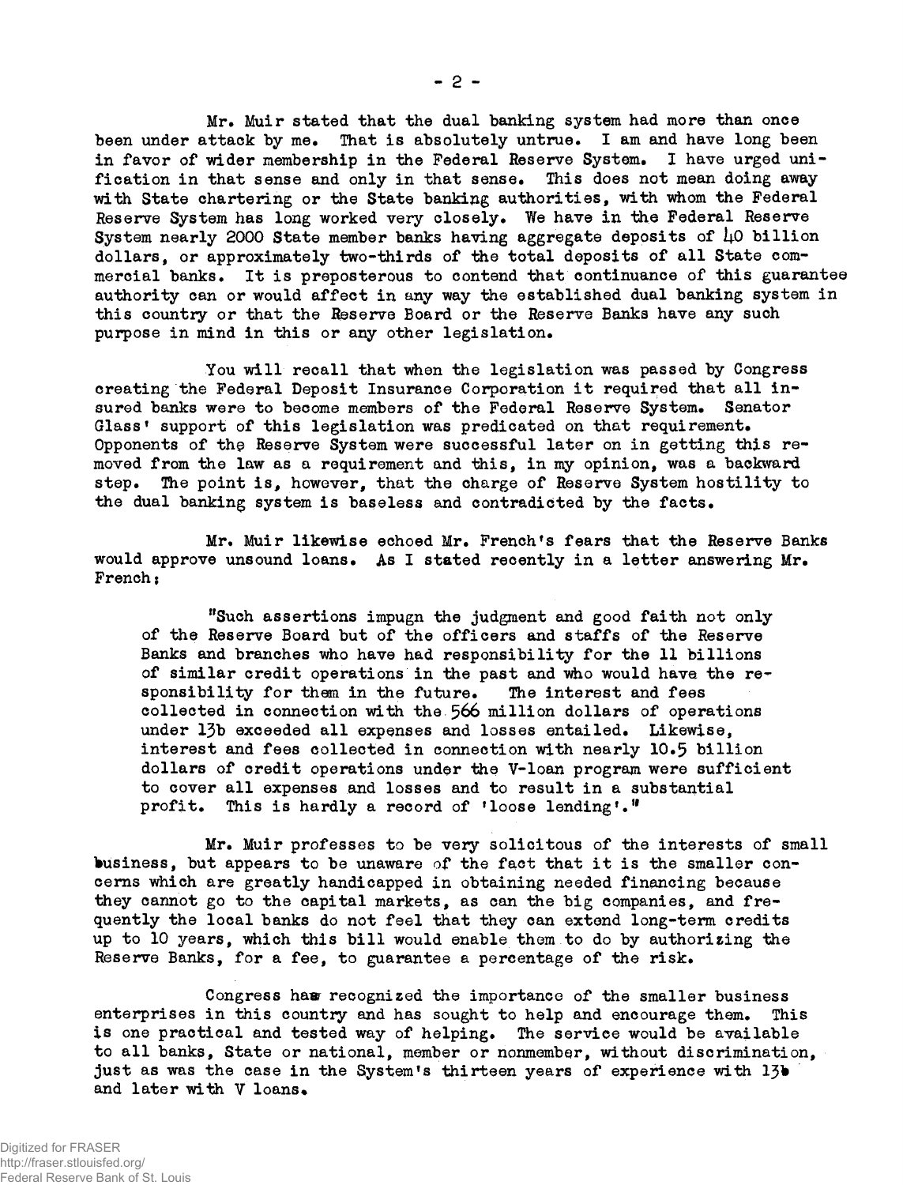Mr. Muir stated that the dual banking system had more than once been under attack by me. That is absolutely untrue. I am and have long been in favor of wider membership in the Federal Reserve System. I have urged unification in that sense and only in that sense. This does not mean doing away with State chartering or the State banking authorities, with whom the Federal Reserve System has long worked very closely. We have in the Federal Reserve System nearly 2000 State member banks having aggregate deposits of 40 billion dollars, or approximately two-thirds of the total deposits of all State commercial banks. It is preposterous to contend that continuance of this guarantee authority can or would affect in any way the established dual banking system in this country or that the Reserve Board or the Reserve Banks have any such purpose in mind in this or any other legislation.

You will recall that when the legislation was passed by Congress creating the Federal Deposit Insurance Corporation it required that all insured banks were to become members of the Federal Reserve System. Senator Glass' support of this legislation was predicated on that requirement. Opponents of the Reserve System were successful later on in getting this removed from the law as a requirement and this, in my opinion, was a backward step. The point is, however, that the charge of Reserve System hostility to the dual banking system is baseless and contradicted by the facts.

Mr. Muir likewise echoed Mr. French's fears that the Reserve Banks would approve unsound loans. As I stated recently in a letter answering Mr. French:

> "Such assertions impugn the judgment and good faith not only of the Reserve Board but of the officers and staffs of the Reserve Banks and branches who have had responsibility for the 11 billions of similar credit operations in the past and who would have the responsibility for them in the future. The interest and fees collected in connection with the 566 million dollars of operations under 13b exceeded all expenses and losses entailed. Likewise, interest and fees collected in connection with nearly 10.5 billion dollars of credit operations under the V-loan program were sufficient to cover all expenses and losses and to result in a substantial profit. This is hardly a record of 'loose lending'."

Mr. Muir professes to be very solicitous of the interests of small business, but appears to be unaware of the fact that it is the smaller concerns which are greatly handicapped in obtaining needed financing because they cannot go to the capital markets, as can the big companies, and frequently the local banks do not feel that they can extend long-term credits up to 10 years, which this bill would enable them to do by authorizing the Reserve Banks, for a fee, to guarantee a percentage of the risk.

Congress has recognized the importance of the smaller business enterprises in this country and has sought to help and encourage them. This is one practical and tested way of helping. The service would be available to all banks, State or national, member or nonmember, without discrimination, just as was the case in the System's thirteen years of experience with 13b and later with V loans.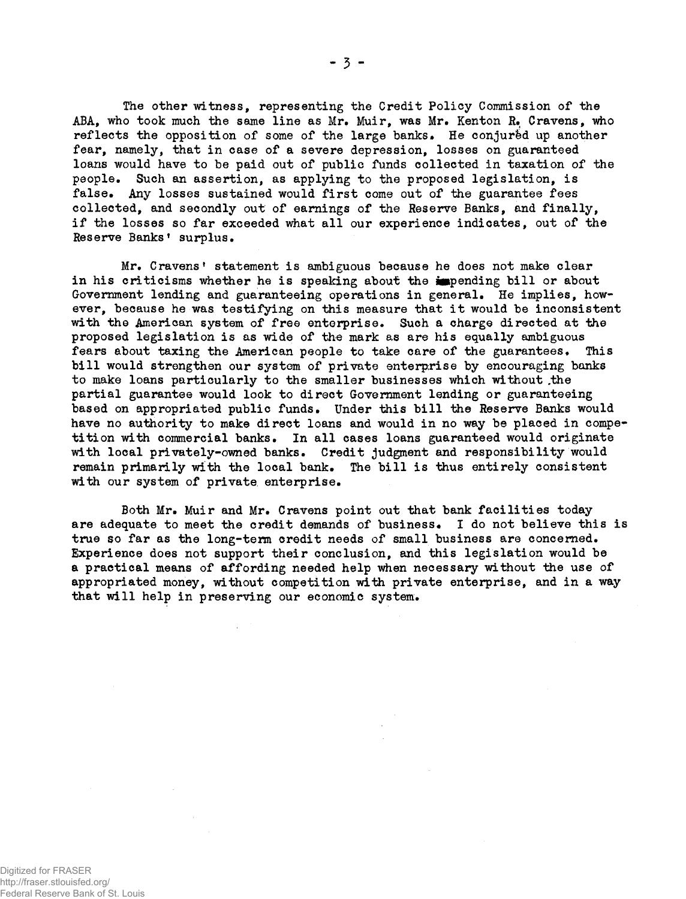The other witness, representing the Credit Policy Commission of the ABA, who took much the same line as Mr. Muir, was Mr. Kenton R. Cravens, who reflects the opposition of some of the large banks. He conjured up another fear, namely, that in case of a severe depression, losses on guaranteed loans would have to be paid out of public funds collected in taxation of the people. Such an assertion, as applying to the proposed legislation, is false. Any losses sustained would first come out of the guarantee fees collected, and secondly out of earnings of the Reserve Banks, and finally, if the losses so far exceeded what all our experience indicates, out of the Reserve Banks' surplus.

Mr. Cravens' statement is ambiguous because he does not make clear in his criticisms whether he is speaking about the impending bill or about Government lending and guaranteeing operations in general. He implies, however, because he was testifying on this measure that it would be inconsistent with the American system of free enterprise. Such a charge directed at the proposed legislation is as wide of the mark as are his equally ambiguous fears about taxing the American people to take care of the guarantees. This bill would strengthen our system of private enterprise by encouraging banks to make loans particularly to the smaller businesses which without the partial guarantee would look to direct Government lending or guaranteeing based on appropriated public funds. Under this bill the Reserve Banks would have no authority to make direct loans and would in no way be placed in competition with commercial banks. In all cases loans guaranteed would originate with local privately-owned banks. Credit judgment and responsibility would remain primarily with the local bank. The bill is thus entirely consistent with our system of private enterprise.

Both Mr. Muir and Mr. Cravens point out that bank facilities today are adequate to meet the credit demands of business. I do not believe this is true so far as the long-term credit needs of small business are concerned. Experience does not support their conclusion, and this legislation would be a practical means of affording needed help when necessary without the use of appropriated money, without competition with private enterprise, and in a way that will help in preserving our economic system.